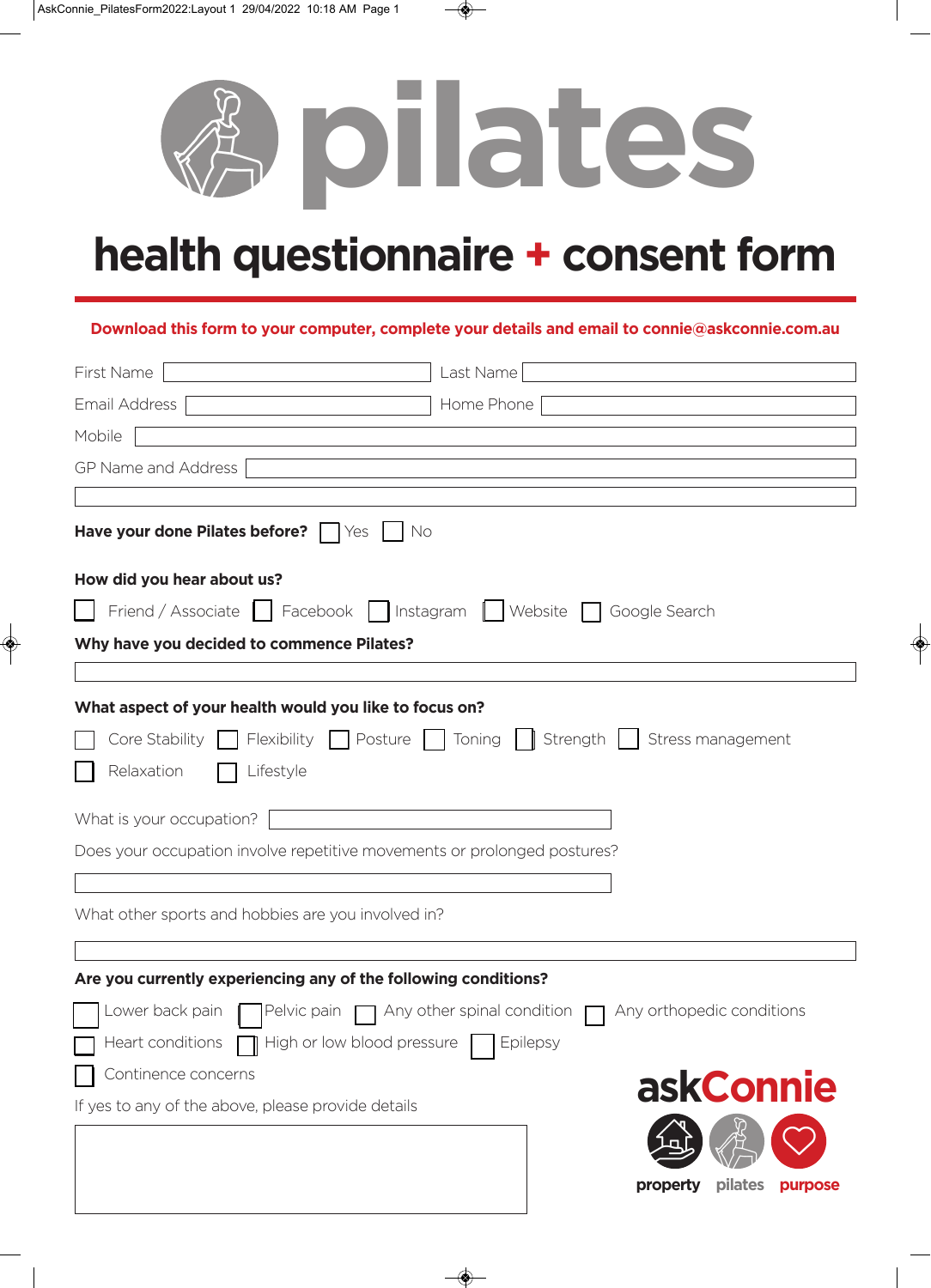# pilates

## health questionnaire + consent form

**Download this form to your computer, complete your details and email to connie@askconnie.com.au**

First Name ______ Last Name ______

Email Address ______ Home Phone ______

Mobile ______

GP Name and Address ______

______

**Have your done Pilates before?** ☐ Yes ☐ No

**How did you hear about us?**

☐ Friend / Associate ☐ Facebook ☐ Instagram ☐ Website ☐ Google Search

**Why have you decided to commence Pilates?**

______

**What aspect of your health would you like to focus on?**

☐ Core Stability ☐ Flexibility ☐ Posture ☐ Toning ☐ Strength ☐ Stress management

☐ Relaxation ☐ Lifestyle

What is your occupation? ______

Does your occupation involve repetitive movements or prolonged postures?

______

What other sports and hobbies are you involved in?

______

**Are you currently experiencing any of the following conditions?**

☐ Lower back pain ☐ Pelvic pain ☐ Any other spinal condition ☐ Any orthopedic conditions

☐ Heart conditions ☐ High or low blood pressure ☐ Epilepsy

☐ Continence concerns

If yes to any of the above, please provide details

______

askConnie

property pilates purpose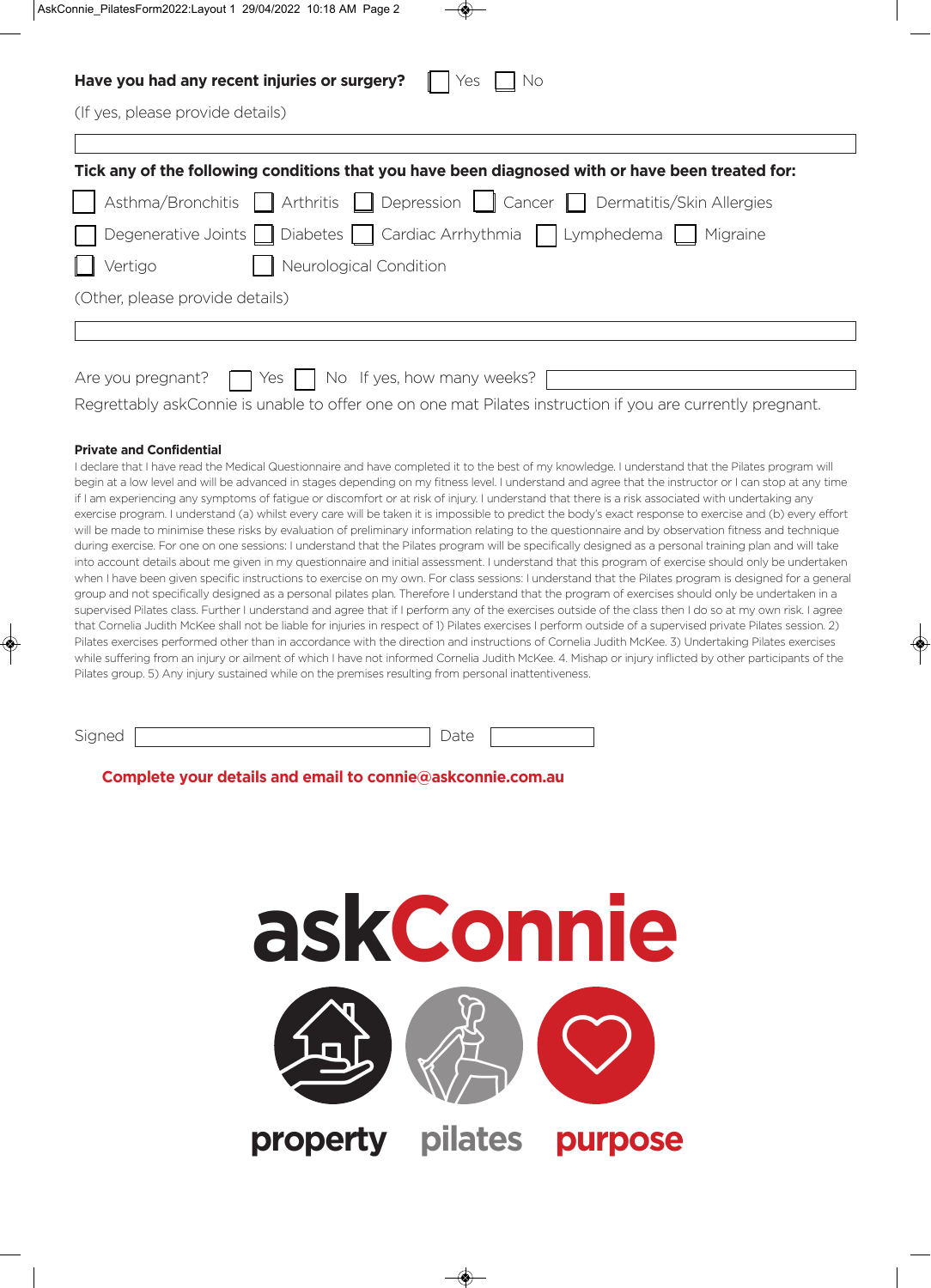**Have you had any recent injuries or surgery?** ☐ Yes ☐ No

(If yes, please provide details)

______________________________________________

**Tick any of the following conditions that you have been diagnosed with or have been treated for:**

☐ Asthma/Bronchitis ☐ Arthritis ☐ Depression ☐ Cancer ☐ Dermatitis/Skin Allergies

☐ Degenerative Joints ☐ Diabetes ☐ Cardiac Arrhythmia ☐ Lymphedema ☐ Migraine

☐ Vertigo ☐ Neurological Condition

(Other, please provide details)

______________________________________________

Are you pregnant? ☐ Yes ☐ No If yes, how many weeks? ____________

Regrettably askConnie is unable to offer one on one mat Pilates instruction if you are currently pregnant.

**Private and Confidential**

I declare that I have read the Medical Questionnaire and have completed it to the best of my knowledge. I understand that the Pilates program will begin at a low level and will be advanced in stages depending on my fitness level. I understand and agree that the instructor or I can stop at any time if I am experiencing any symptoms of fatigue or discomfort or at risk of injury. I understand that there is a risk associated with undertaking any exercise program. I understand (a) whilst every care will be taken it is impossible to predict the body's exact response to exercise and (b) every effort will be made to minimise these risks by evaluation of preliminary information relating to the questionnaire and by observation fitness and technique during exercise. For one on one sessions: I understand that the Pilates program will be specifically designed as a personal training plan and will take into account details about me given in my questionnaire and initial assessment. I understand that this program of exercise should only be undertaken when I have been given specific instructions to exercise on my own. For class sessions: I understand that the Pilates program is designed for a general group and not specifically designed as a personal pilates plan. Therefore I understand that the program of exercises should only be undertaken in a supervised Pilates class. Further I understand and agree that if I perform any of the exercises outside of the class then I do so at my own risk. I agree that Cornelia Judith McKee shall not be liable for injuries in respect of 1) Pilates exercises I perform outside of a supervised private Pilates session. 2) Pilates exercises performed other than in accordance with the direction and instructions of Cornelia Judith McKee. 3) Undertaking Pilates exercises while suffering from an injury or ailment of which I have not informed Cornelia Judith McKee. 4. Mishap or injury inflicted by other participants of the Pilates group. 5) Any injury sustained while on the premises resulting from personal inattentiveness.

Signed ______________________ Date ____________

**Complete your details and email to connie@askconnie.com.au**

askConnie

property pilates purpose